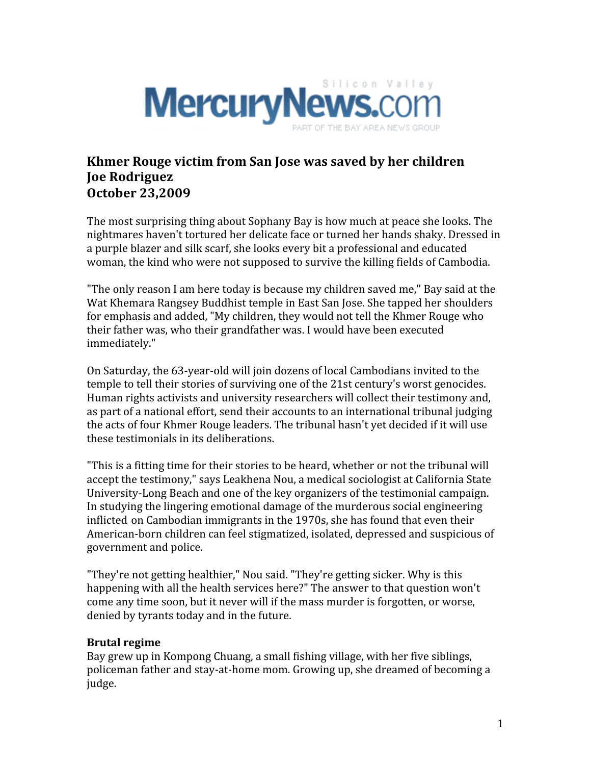MercuryNews.com

Silicon Valley

PART OF THE BAY AREA NEWS GROUP

# Khmer Rouge victim from San Jose was saved by her children
**Joe Rodriguez**
**October 23,2009**

The most surprising thing about Sophany Bay is how much at peace she looks. The nightmares haven't tortured her delicate face or turned her hands shaky. Dressed in a purple blazer and silk scarf, she looks every bit a professional and educated woman, the kind who were not supposed to survive the killing fields of Cambodia.

"The only reason I am here today is because my children saved me," Bay said at the Wat Khemara Rangsey Buddhist temple in East San Jose. She tapped her shoulders for emphasis and added, "My children, they would not tell the Khmer Rouge who their father was, who their grandfather was. I would have been executed immediately."

On Saturday, the 63-year-old will join dozens of local Cambodians invited to the temple to tell their stories of surviving one of the 21st century's worst genocides. Human rights activists and university researchers will collect their testimony and, as part of a national effort, send their accounts to an international tribunal judging the acts of four Khmer Rouge leaders. The tribunal hasn't yet decided if it will use these testimonials in its deliberations.

"This is a fitting time for their stories to be heard, whether or not the tribunal will accept the testimony," says Leakhena Nou, a medical sociologist at California State University-Long Beach and one of the key organizers of the testimonial campaign. In studying the lingering emotional damage of the murderous social engineering inflicted on Cambodian immigrants in the 1970s, she has found that even their American-born children can feel stigmatized, isolated, depressed and suspicious of government and police.

"They're not getting healthier," Nou said. "They're getting sicker. Why is this happening with all the health services here?" The answer to that question won't come any time soon, but it never will if the mass murder is forgotten, or worse, denied by tyrants today and in the future.

**Brutal regime**

Bay grew up in Kompong Chuang, a small fishing village, with her five siblings, policeman father and stay-at-home mom. Growing up, she dreamed of becoming a judge.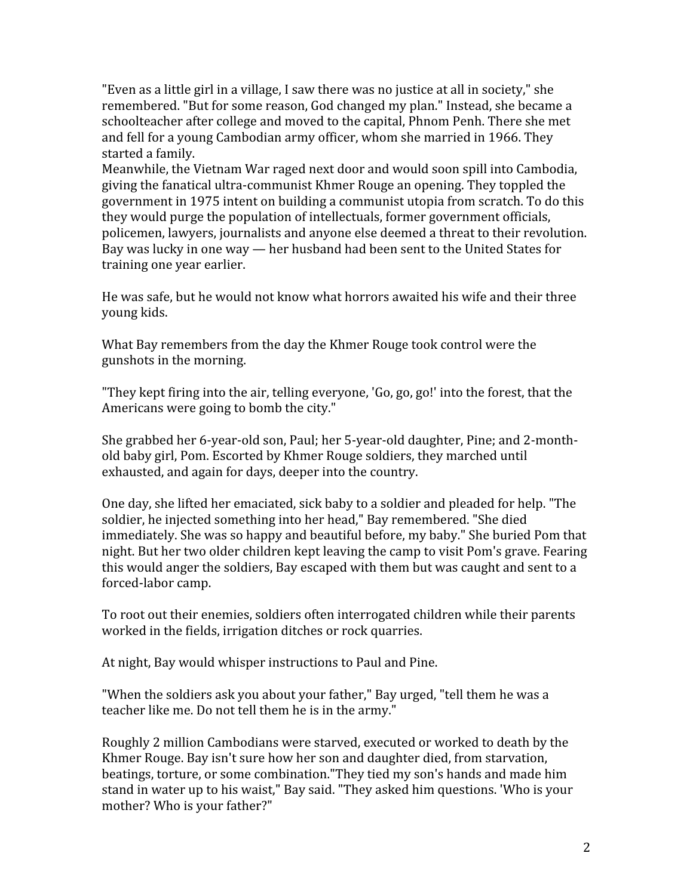"Even as a little girl in a village, I saw there was no justice at all in society," she remembered. "But for some reason, God changed my plan." Instead, she became a schoolteacher after college and moved to the capital, Phnom Penh. There she met and fell for a young Cambodian army officer, whom she married in 1966. They started a family.

Meanwhile, the Vietnam War raged next door and would soon spill into Cambodia, giving the fanatical ultra-communist Khmer Rouge an opening. They toppled the government in 1975 intent on building a communist utopia from scratch. To do this they would purge the population of intellectuals, former government officials, policemen, lawyers, journalists and anyone else deemed a threat to their revolution. Bay was lucky in one way — her husband had been sent to the United States for training one year earlier.

He was safe, but he would not know what horrors awaited his wife and their three young kids.

What Bay remembers from the day the Khmer Rouge took control were the gunshots in the morning.

"They kept firing into the air, telling everyone, 'Go, go, go!' into the forest, that the Americans were going to bomb the city."

She grabbed her 6-year-old son, Paul; her 5-year-old daughter, Pine; and 2-month-old baby girl, Pom. Escorted by Khmer Rouge soldiers, they marched until exhausted, and again for days, deeper into the country.

One day, she lifted her emaciated, sick baby to a soldier and pleaded for help. "The soldier, he injected something into her head," Bay remembered. "She died immediately. She was so happy and beautiful before, my baby." She buried Pom that night. But her two older children kept leaving the camp to visit Pom's grave. Fearing this would anger the soldiers, Bay escaped with them but was caught and sent to a forced-labor camp.

To root out their enemies, soldiers often interrogated children while their parents worked in the fields, irrigation ditches or rock quarries.

At night, Bay would whisper instructions to Paul and Pine.

"When the soldiers ask you about your father," Bay urged, "tell them he was a teacher like me. Do not tell them he is in the army."

Roughly 2 million Cambodians were starved, executed or worked to death by the Khmer Rouge. Bay isn't sure how her son and daughter died, from starvation, beatings, torture, or some combination."They tied my son's hands and made him stand in water up to his waist," Bay said. "They asked him questions. 'Who is your mother? Who is your father?"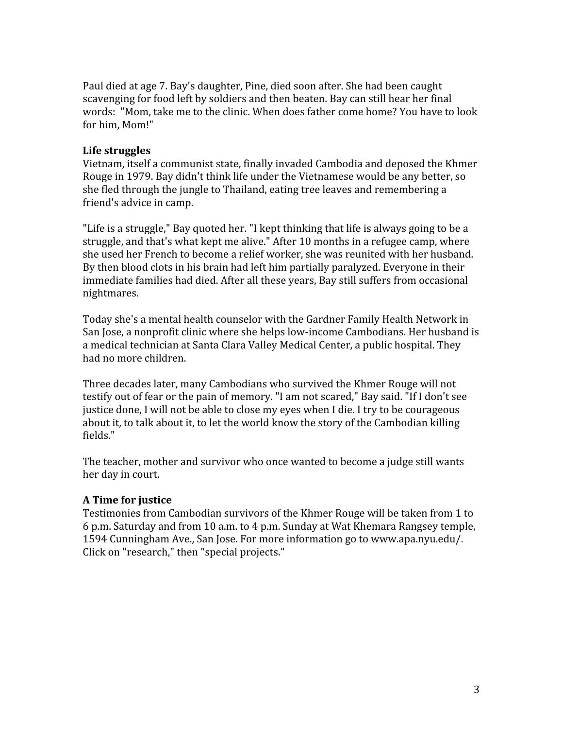Paul died at age 7. Bay's daughter, Pine, died soon after. She had been caught scavenging for food left by soldiers and then beaten. Bay can still hear her final words: "Mom, take me to the clinic. When does father come home? You have to look for him, Mom!"

**Life struggles**

Vietnam, itself a communist state, finally invaded Cambodia and deposed the Khmer Rouge in 1979. Bay didn't think life under the Vietnamese would be any better, so she fled through the jungle to Thailand, eating tree leaves and remembering a friend's advice in camp.

"Life is a struggle," Bay quoted her. "I kept thinking that life is always going to be a struggle, and that's what kept me alive." After 10 months in a refugee camp, where she used her French to become a relief worker, she was reunited with her husband. By then blood clots in his brain had left him partially paralyzed. Everyone in their immediate families had died. After all these years, Bay still suffers from occasional nightmares.

Today she's a mental health counselor with the Gardner Family Health Network in San Jose, a nonprofit clinic where she helps low-income Cambodians. Her husband is a medical technician at Santa Clara Valley Medical Center, a public hospital. They had no more children.

Three decades later, many Cambodians who survived the Khmer Rouge will not testify out of fear or the pain of memory. "I am not scared," Bay said. "If I don't see justice done, I will not be able to close my eyes when I die. I try to be courageous about it, to talk about it, to let the world know the story of the Cambodian killing fields."

The teacher, mother and survivor who once wanted to become a judge still wants her day in court.

**A Time for justice**

Testimonies from Cambodian survivors of the Khmer Rouge will be taken from 1 to 6 p.m. Saturday and from 10 a.m. to 4 p.m. Sunday at Wat Khemara Rangsey temple, 1594 Cunningham Ave., San Jose. For more information go to www.apa.nyu.edu/. Click on "research," then "special projects."